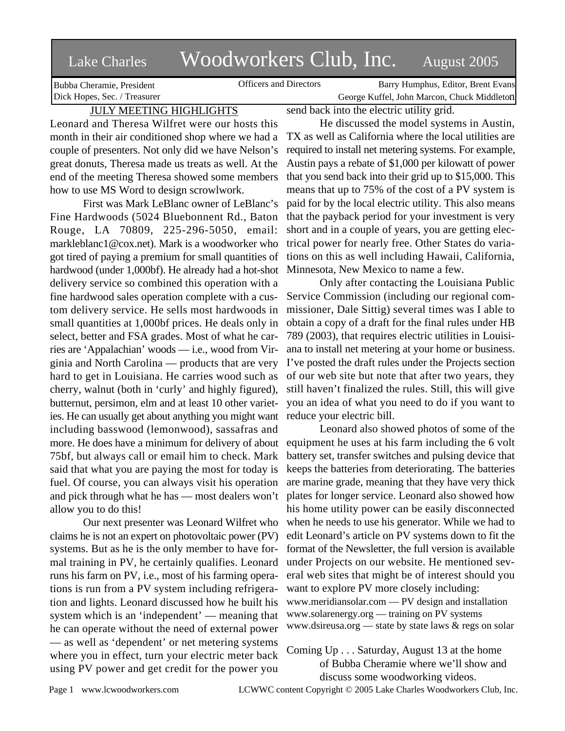# Lake Charles Woodworkers Club, Inc. August 2005

Bubba Cheramie, President
Dick Hopes, Sec. / Treasurer

Officers and Directors

Barry Humphus, Editor, Brent Evans
George Kuffel, John Marcon, Chuck Middleton

## JULY MEETING HIGHLIGHTS

Leonard and Theresa Wilfret were our hosts this month in their air conditioned shop where we had a couple of presenters. Not only did we have Nelson's great donuts, Theresa made us treats as well. At the end of the meeting Theresa showed some members how to use MS Word to design scrowlwork.

First was Mark LeBlanc owner of LeBlanc's Fine Hardwoods (5024 Bluebonnent Rd., Baton Rouge, LA 70809, 225-296-5050, email: markleblanc1@cox.net). Mark is a woodworker who got tired of paying a premium for small quantities of hardwood (under 1,000bf). He already had a hot-shot delivery service so combined this operation with a fine hardwood sales operation complete with a custom delivery service. He sells most hardwoods in small quantities at 1,000bf prices. He deals only in select, better and FSA grades. Most of what he carries are 'Appalachian' woods — i.e., wood from Virginia and North Carolina — products that are very hard to get in Louisiana. He carries wood such as cherry, walnut (both in 'curly' and highly figured), butternut, persimon, elm and at least 10 other varieties. He can usually get about anything you might want including basswood (lemonwood), sassafras and more. He does have a minimum for delivery of about 75bf, but always call or email him to check. Mark said that what you are paying the most for today is fuel. Of course, you can always visit his operation and pick through what he has — most dealers won't allow you to do this!

Our next presenter was Leonard Wilfret who claims he is not an expert on photovoltaic power (PV) systems. But as he is the only member to have formal training in PV, he certainly qualifies. Leonard runs his farm on PV, i.e., most of his farming operations is run from a PV system including refrigeration and lights. Leonard discussed how he built his system which is an 'independent' — meaning that he can operate without the need of external power — as well as 'dependent' or net metering systems where you in effect, turn your electric meter back using PV power and get credit for the power you send back into the electric utility grid.

He discussed the model systems in Austin, TX as well as California where the local utilities are required to install net metering systems. For example, Austin pays a rebate of $1,000 per kilowatt of power that you send back into their grid up to $15,000. This means that up to 75% of the cost of a PV system is paid for by the local electric utility. This also means that the payback period for your investment is very short and in a couple of years, you are getting electrical power for nearly free. Other States do variations on this as well including Hawaii, California, Minnesota, New Mexico to name a few.

Only after contacting the Louisiana Public Service Commission (including our regional commissioner, Dale Sittig) several times was I able to obtain a copy of a draft for the final rules under HB 789 (2003), that requires electric utilities in Louisiana to install net metering at your home or business. I've posted the draft rules under the Projects section of our web site but note that after two years, they still haven't finalized the rules. Still, this will give you an idea of what you need to do if you want to reduce your electric bill.

Leonard also showed photos of some of the equipment he uses at his farm including the 6 volt battery set, transfer switches and pulsing device that keeps the batteries from deteriorating. The batteries are marine grade, meaning that they have very thick plates for longer service. Leonard also showed how his home utility power can be easily disconnected when he needs to use his generator. While we had to edit Leonard's article on PV systems down to fit the format of the Newsletter, the full version is available under Projects on our website. He mentioned several web sites that might be of interest should you want to explore PV more closely including:

www.meridiansolar.com — PV design and installation
www.solarenergy.org — training on PV systems
www.dsireusa.org — state by state laws & regs on solar

Coming Up . . . Saturday, August 13 at the home of Bubba Cheramie where we'll show and discuss some woodworking videos.

LCWWC content Copyright © 2005 Lake Charles Woodworkers Club, Inc.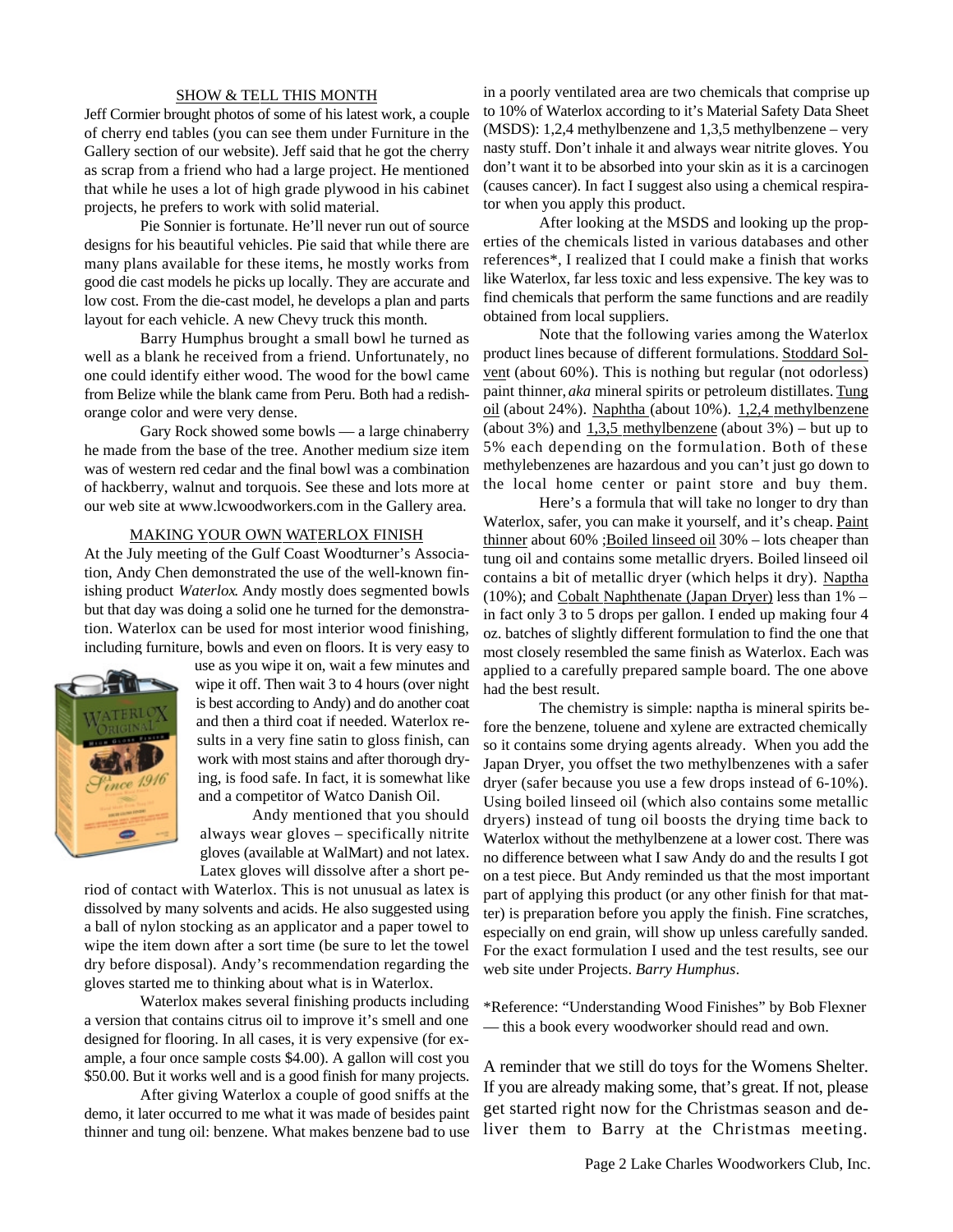## SHOW & TELL THIS MONTH

Jeff Cormier brought photos of some of his latest work, a couple of cherry end tables (you can see them under Furniture in the Gallery section of our website). Jeff said that he got the cherry as scrap from a friend who had a large project. He mentioned that while he uses a lot of high grade plywood in his cabinet projects, he prefers to work with solid material.

Pie Sonnier is fortunate. He'll never run out of source designs for his beautiful vehicles. Pie said that while there are many plans available for these items, he mostly works from good die cast models he picks up locally. They are accurate and low cost. From the die-cast model, he develops a plan and parts layout for each vehicle. A new Chevy truck this month.

Barry Humphus brought a small bowl he turned as well as a blank he received from a friend. Unfortunately, no one could identify either wood. The wood for the bowl came from Belize while the blank came from Peru. Both had a redish-orange color and were very dense.

Gary Rock showed some bowls — a large chinaberry he made from the base of the tree. Another medium size item was of western red cedar and the final bowl was a combination of hackberry, walnut and torquois. See these and lots more at our web site at www.lcwoodworkers.com in the Gallery area.

## MAKING YOUR OWN WATERLOX FINISH

At the July meeting of the Gulf Coast Woodturner's Association, Andy Chen demonstrated the use of the well-known finishing product *Waterlox*. Andy mostly does segmented bowls but that day was doing a solid one he turned for the demonstration. Waterlox can be used for most interior wood finishing, including furniture, bowls and even on floors. It is very easy to use as you wipe it on, wait a few minutes and wipe it off. Then wait 3 to 4 hours (over night is best according to Andy) and do another coat and then a third coat if needed. Waterlox results in a very fine satin to gloss finish, can work with most stains and after thorough drying, is food safe. In fact, it is somewhat like and a competitor of Watco Danish Oil.

Andy mentioned that you should always wear gloves – specifically nitrite gloves (available at WalMart) and not latex. Latex gloves will dissolve after a short period of contact with Waterlox. This is not unusual as latex is dissolved by many solvents and acids. He also suggested using a ball of nylon stocking as an applicator and a paper towel to wipe the item down after a sort time (be sure to let the towel dry before disposal). Andy's recommendation regarding the gloves started me to thinking about what is in Waterlox.

Waterlox makes several finishing products including a version that contains citrus oil to improve it's smell and one designed for flooring. In all cases, it is very expensive (for example, a four once sample costs $4.00). A gallon will cost you $50.00. But it works well and is a good finish for many projects.

After giving Waterlox a couple of good sniffs at the demo, it later occurred to me what it was made of besides paint thinner and tung oil: benzene. What makes benzene bad to use in a poorly ventilated area are two chemicals that comprise up to 10% of Waterlox according to it's Material Safety Data Sheet (MSDS): 1,2,4 methylbenzene and 1,3,5 methylbenzene – very nasty stuff. Don't inhale it and always wear nitrite gloves. You don't want it to be absorbed into your skin as it is a carcinogen (causes cancer). In fact I suggest also using a chemical respirator when you apply this product.

After looking at the MSDS and looking up the properties of the chemicals listed in various databases and other references*, I realized that I could make a finish that works like Waterlox, far less toxic and less expensive. The key was to find chemicals that perform the same functions and are readily obtained from local suppliers.

Note that the following varies among the Waterlox product lines because of different formulations. Stoddard Solvent (about 60%). This is nothing but regular (not odorless) paint thinner, *aka* mineral spirits or petroleum distillates. Tung oil (about 24%). Naphtha (about 10%). 1,2,4 methylbenzene (about 3%) and 1,3,5 methylbenzene (about 3%) – but up to 5% each depending on the formulation. Both of these methylebenzenes are hazardous and you can't just go down to the local home center or paint store and buy them.

Here's a formula that will take no longer to dry than Waterlox, safer, you can make it yourself, and it's cheap. Paint thinner about 60% ;Boiled linseed oil 30% – lots cheaper than tung oil and contains some metallic dryers. Boiled linseed oil contains a bit of metallic dryer (which helps it dry). Naptha (10%); and Cobalt Naphthenate (Japan Dryer) less than 1% – in fact only 3 to 5 drops per gallon. I ended up making four 4 oz. batches of slightly different formulation to find the one that most closely resembled the same finish as Waterlox. Each was applied to a carefully prepared sample board. The one above had the best result.

The chemistry is simple: naptha is mineral spirits before the benzene, toluene and xylene are extracted chemically so it contains some drying agents already. When you add the Japan Dryer, you offset the two methylbenzenes with a safer dryer (safer because you use a few drops instead of 6-10%). Using boiled linseed oil (which also contains some metallic dryers) instead of tung oil boosts the drying time back to Waterlox without the methylbenzene at a lower cost. There was no difference between what I saw Andy do and the results I got on a test piece. But Andy reminded us that the most important part of applying this product (or any other finish for that matter) is preparation before you apply the finish. Fine scratches, especially on end grain, will show up unless carefully sanded. For the exact formulation I used and the test results, see our web site under Projects. *Barry Humphus*.

*Reference: "Understanding Wood Finishes" by Bob Flexner — this a book every woodworker should read and own.

A reminder that we still do toys for the Womens Shelter. If you are already making some, that's great. If not, please get started right now for the Christmas season and deliver them to Barry at the Christmas meeting.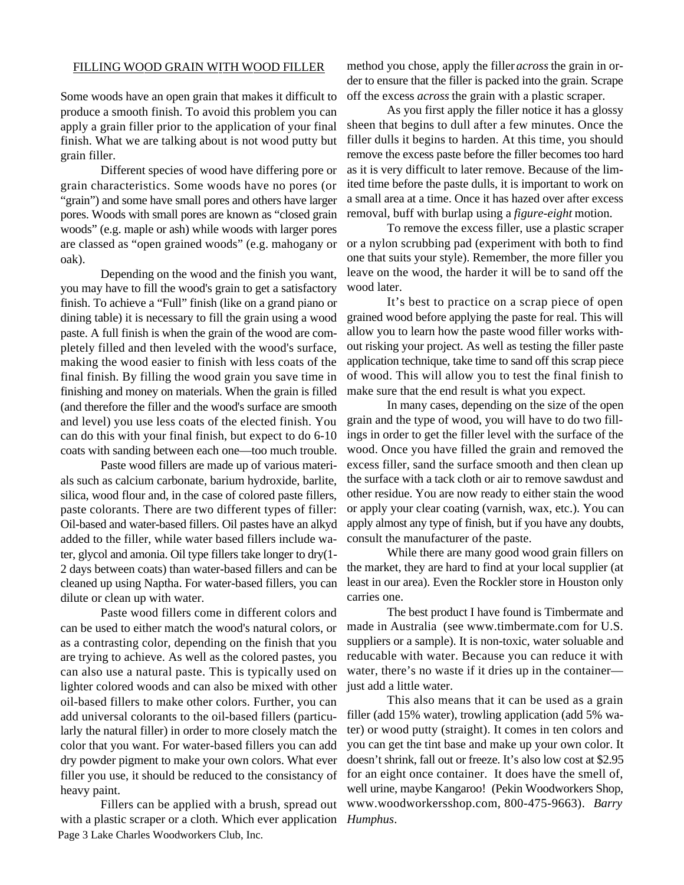## FILLING WOOD GRAIN WITH WOOD FILLER

Some woods have an open grain that makes it difficult to produce a smooth finish. To avoid this problem you can apply a grain filler prior to the application of your final finish. What we are talking about is not wood putty but grain filler.

Different species of wood have differing pore or grain characteristics. Some woods have no pores (or "grain") and some have small pores and others have larger pores. Woods with small pores are known as "closed grain woods" (e.g. maple or ash) while woods with larger pores are classed as "open grained woods" (e.g. mahogany or oak).

Depending on the wood and the finish you want, you may have to fill the wood's grain to get a satisfactory finish. To achieve a "Full" finish (like on a grand piano or dining table) it is necessary to fill the grain using a wood paste. A full finish is when the grain of the wood are completely filled and then leveled with the wood's surface, making the wood easier to finish with less coats of the final finish. By filling the wood grain you save time in finishing and money on materials. When the grain is filled (and therefore the filler and the wood's surface are smooth and level) you use less coats of the elected finish. You can do this with your final finish, but expect to do 6-10 coats with sanding between each one—too much trouble.

Paste wood fillers are made up of various materials such as calcium carbonate, barium hydroxide, barlite, silica, wood flour and, in the case of colored paste fillers, paste colorants. There are two different types of filler: Oil-based and water-based fillers. Oil pastes have an alkyd added to the filler, while water based fillers include water, glycol and amonia. Oil type fillers take longer to dry(1-2 days between coats) than water-based fillers and can be cleaned up using Naptha. For water-based fillers, you can dilute or clean up with water.

Paste wood fillers come in different colors and can be used to either match the wood's natural colors, or as a contrasting color, depending on the finish that you are trying to achieve. As well as the colored pastes, you can also use a natural paste. This is typically used on lighter colored woods and can also be mixed with other oil-based fillers to make other colors. Further, you can add universal colorants to the oil-based fillers (particularly the natural filler) in order to more closely match the color that you want. For water-based fillers you can add dry powder pigment to make your own colors. What ever filler you use, it should be reduced to the consistancy of heavy paint.

Fillers can be applied with a brush, spread out with a plastic scraper or a cloth. Which ever application method you chose, apply the filler *across* the grain in order to ensure that the filler is packed into the grain. Scrape off the excess *across* the grain with a plastic scraper.

As you first apply the filler notice it has a glossy sheen that begins to dull after a few minutes. Once the filler dulls it begins to harden. At this time, you should remove the excess paste before the filler becomes too hard as it is very difficult to later remove. Because of the limited time before the paste dulls, it is important to work on a small area at a time. Once it has hazed over after excess removal, buff with burlap using a *figure-eight* motion.

To remove the excess filler, use a plastic scraper or a nylon scrubbing pad (experiment with both to find one that suits your style). Remember, the more filler you leave on the wood, the harder it will be to sand off the wood later.

It's best to practice on a scrap piece of open grained wood before applying the paste for real. This will allow you to learn how the paste wood filler works without risking your project. As well as testing the filler paste application technique, take time to sand off this scrap piece of wood. This will allow you to test the final finish to make sure that the end result is what you expect.

In many cases, depending on the size of the open grain and the type of wood, you will have to do two fillings in order to get the filler level with the surface of the wood. Once you have filled the grain and removed the excess filler, sand the surface smooth and then clean up the surface with a tack cloth or air to remove sawdust and other residue. You are now ready to either stain the wood or apply your clear coating (varnish, wax, etc.). You can apply almost any type of finish, but if you have any doubts, consult the manufacturer of the paste.

While there are many good wood grain fillers on the market, they are hard to find at your local supplier (at least in our area). Even the Rockler store in Houston only carries one.

The best product I have found is Timbermate and made in Australia (see www.timbermate.com for U.S. suppliers or a sample). It is non-toxic, water soluable and reducable with water. Because you can reduce it with water, there's no waste if it dries up in the container—just add a little water.

This also means that it can be used as a grain filler (add 15% water), trowling application (add 5% water) or wood putty (straight). It comes in ten colors and you can get the tint base and make up your own color. It doesn't shrink, fall out or freeze. It's also low cost at $2.95 for an eight once container. It does have the smell of, well urine, maybe Kangaroo! (Pekin Woodworkers Shop, www.woodworkersshop.com, 800-475-9663). *Barry Humphus*.